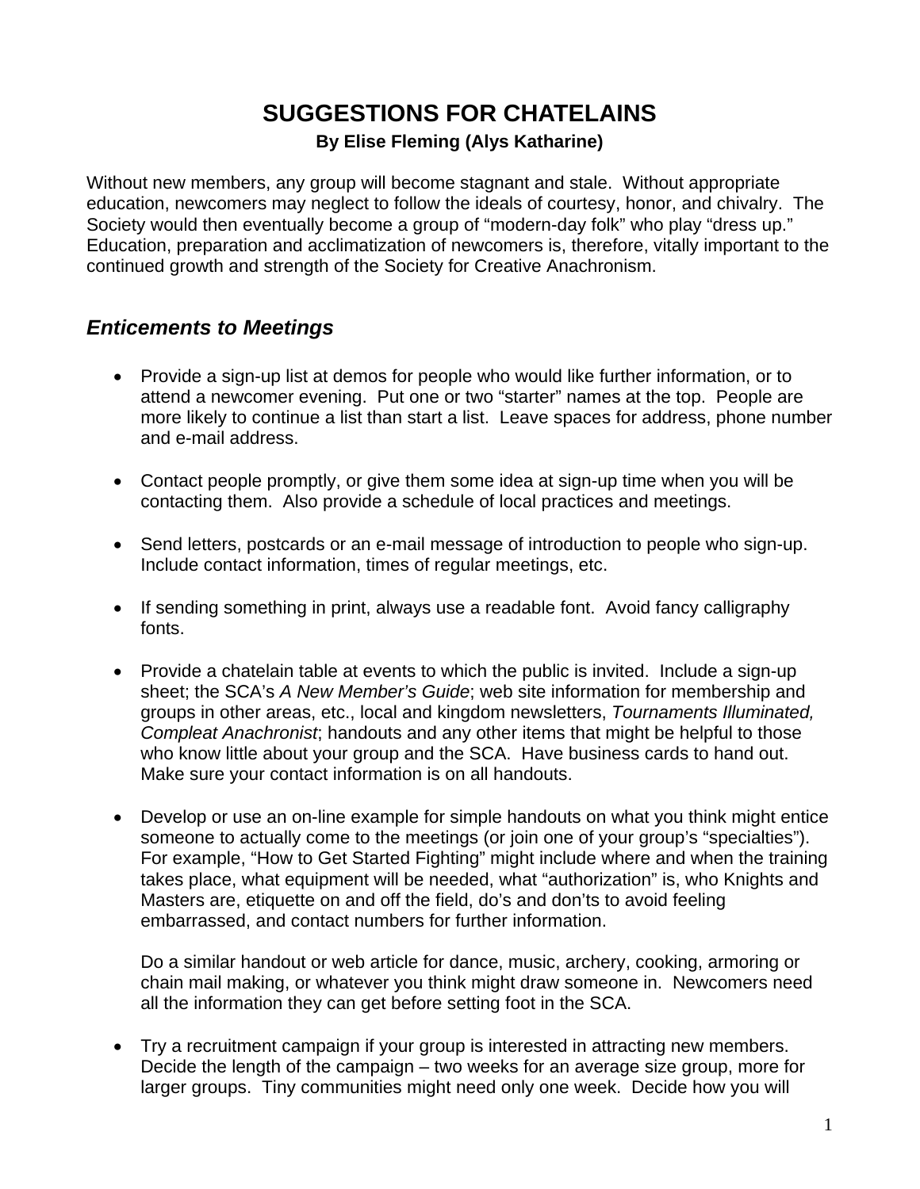# SUGGESTIONS FOR CHATELAINS

**By Elise Fleming (Alys Katharine)**

Without new members, any group will become stagnant and stale. Without appropriate education, newcomers may neglect to follow the ideals of courtesy, honor, and chivalry. The Society would then eventually become a group of "modern-day folk" who play "dress up." Education, preparation and acclimatization of newcomers is, therefore, vitally important to the continued growth and strength of the Society for Creative Anachronism.

## *Enticements to Meetings*

- Provide a sign-up list at demos for people who would like further information, or to attend a newcomer evening. Put one or two "starter" names at the top. People are more likely to continue a list than start a list. Leave spaces for address, phone number and e-mail address.

- Contact people promptly, or give them some idea at sign-up time when you will be contacting them. Also provide a schedule of local practices and meetings.

- Send letters, postcards or an e-mail message of introduction to people who sign-up. Include contact information, times of regular meetings, etc.

- If sending something in print, always use a readable font. Avoid fancy calligraphy fonts.

- Provide a chatelain table at events to which the public is invited. Include a sign-up sheet; the SCA's *A New Member's Guide*; web site information for membership and groups in other areas, etc., local and kingdom newsletters, *Tournaments Illuminated, Compleat Anachronist*; handouts and any other items that might be helpful to those who know little about your group and the SCA. Have business cards to hand out. Make sure your contact information is on all handouts.

- Develop or use an on-line example for simple handouts on what you think might entice someone to actually come to the meetings (or join one of your group's "specialties"). For example, "How to Get Started Fighting" might include where and when the training takes place, what equipment will be needed, what "authorization" is, who Knights and Masters are, etiquette on and off the field, do's and don'ts to avoid feeling embarrassed, and contact numbers for further information.

  Do a similar handout or web article for dance, music, archery, cooking, armoring or chain mail making, or whatever you think might draw someone in. Newcomers need all the information they can get before setting foot in the SCA.

- Try a recruitment campaign if your group is interested in attracting new members. Decide the length of the campaign – two weeks for an average size group, more for larger groups. Tiny communities might need only one week. Decide how you will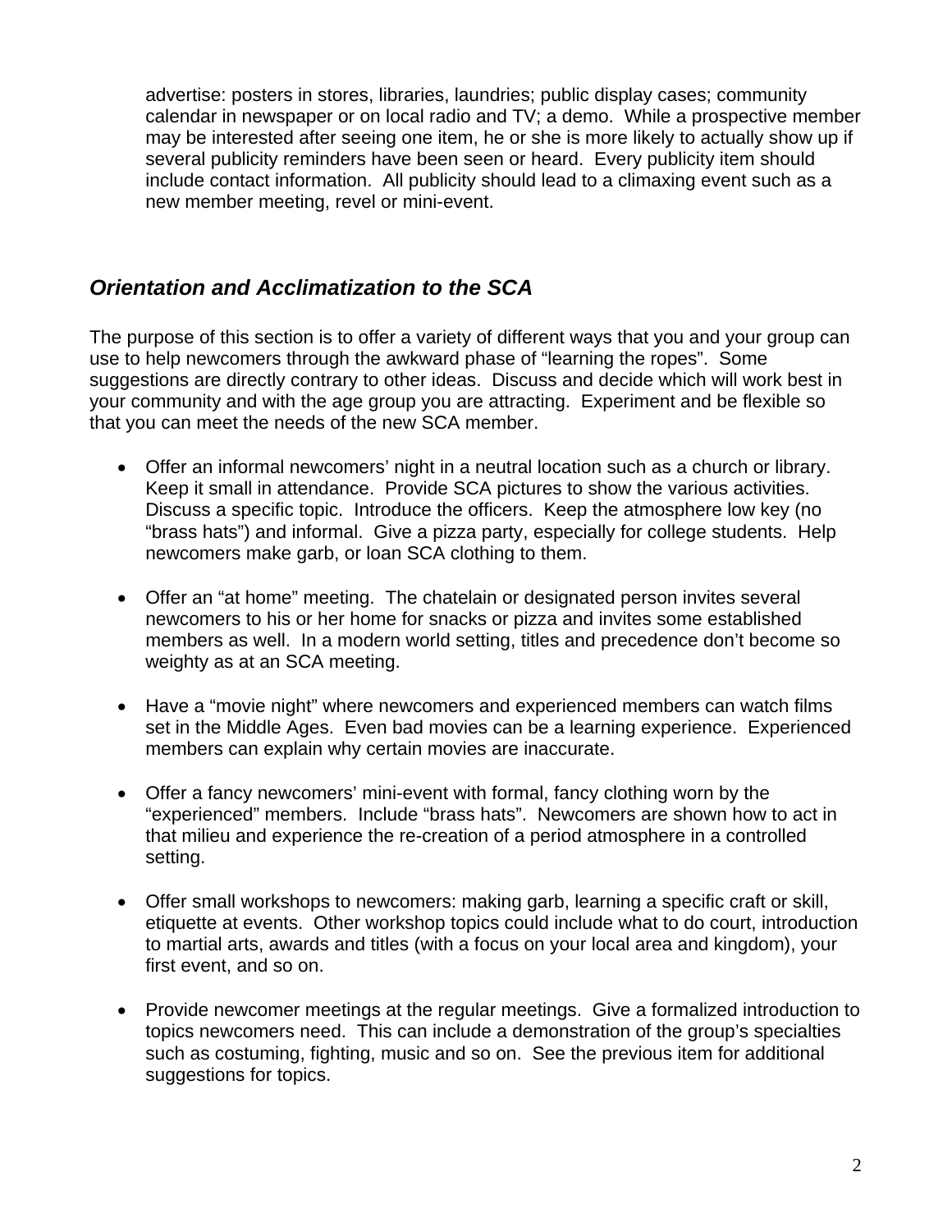advertise: posters in stores, libraries, laundries; public display cases; community calendar in newspaper or on local radio and TV; a demo. While a prospective member may be interested after seeing one item, he or she is more likely to actually show up if several publicity reminders have been seen or heard. Every publicity item should include contact information. All publicity should lead to a climaxing event such as a new member meeting, revel or mini-event.

## *Orientation and Acclimatization to the SCA*

The purpose of this section is to offer a variety of different ways that you and your group can use to help newcomers through the awkward phase of "learning the ropes". Some suggestions are directly contrary to other ideas. Discuss and decide which will work best in your community and with the age group you are attracting. Experiment and be flexible so that you can meet the needs of the new SCA member.

- Offer an informal newcomers' night in a neutral location such as a church or library. Keep it small in attendance. Provide SCA pictures to show the various activities. Discuss a specific topic. Introduce the officers. Keep the atmosphere low key (no "brass hats") and informal. Give a pizza party, especially for college students. Help newcomers make garb, or loan SCA clothing to them.

- Offer an "at home" meeting. The chatelain or designated person invites several newcomers to his or her home for snacks or pizza and invites some established members as well. In a modern world setting, titles and precedence don't become so weighty as at an SCA meeting.

- Have a "movie night" where newcomers and experienced members can watch films set in the Middle Ages. Even bad movies can be a learning experience. Experienced members can explain why certain movies are inaccurate.

- Offer a fancy newcomers' mini-event with formal, fancy clothing worn by the "experienced" members. Include "brass hats". Newcomers are shown how to act in that milieu and experience the re-creation of a period atmosphere in a controlled setting.

- Offer small workshops to newcomers: making garb, learning a specific craft or skill, etiquette at events. Other workshop topics could include what to do court, introduction to martial arts, awards and titles (with a focus on your local area and kingdom), your first event, and so on.

- Provide newcomer meetings at the regular meetings. Give a formalized introduction to topics newcomers need. This can include a demonstration of the group's specialties such as costuming, fighting, music and so on. See the previous item for additional suggestions for topics.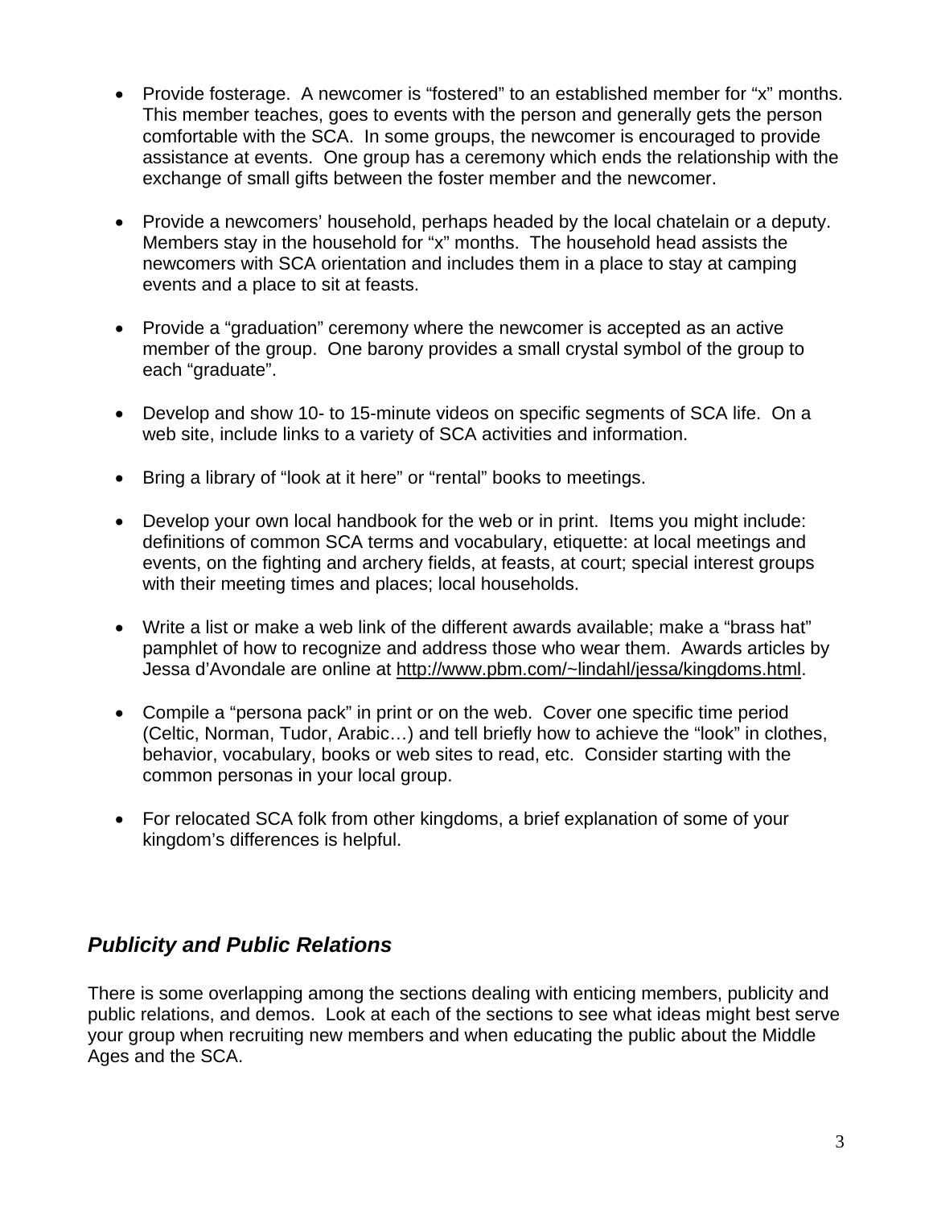- Provide fosterage. A newcomer is "fostered" to an established member for "x" months. This member teaches, goes to events with the person and generally gets the person comfortable with the SCA. In some groups, the newcomer is encouraged to provide assistance at events. One group has a ceremony which ends the relationship with the exchange of small gifts between the foster member and the newcomer.

- Provide a newcomers' household, perhaps headed by the local chatelain or a deputy. Members stay in the household for "x" months. The household head assists the newcomers with SCA orientation and includes them in a place to stay at camping events and a place to sit at feasts.

- Provide a "graduation" ceremony where the newcomer is accepted as an active member of the group. One barony provides a small crystal symbol of the group to each "graduate".

- Develop and show 10- to 15-minute videos on specific segments of SCA life. On a web site, include links to a variety of SCA activities and information.

- Bring a library of "look at it here" or "rental" books to meetings.

- Develop your own local handbook for the web or in print. Items you might include: definitions of common SCA terms and vocabulary, etiquette: at local meetings and events, on the fighting and archery fields, at feasts, at court; special interest groups with their meeting times and places; local households.

- Write a list or make a web link of the different awards available; make a "brass hat" pamphlet of how to recognize and address those who wear them. Awards articles by Jessa d'Avondale are online at http://www.pbm.com/~lindahl/jessa/kingdoms.html.

- Compile a "persona pack" in print or on the web. Cover one specific time period (Celtic, Norman, Tudor, Arabic…) and tell briefly how to achieve the "look" in clothes, behavior, vocabulary, books or web sites to read, etc. Consider starting with the common personas in your local group.

- For relocated SCA folk from other kingdoms, a brief explanation of some of your kingdom's differences is helpful.

## *Publicity and Public Relations*

There is some overlapping among the sections dealing with enticing members, publicity and public relations, and demos. Look at each of the sections to see what ideas might best serve your group when recruiting new members and when educating the public about the Middle Ages and the SCA.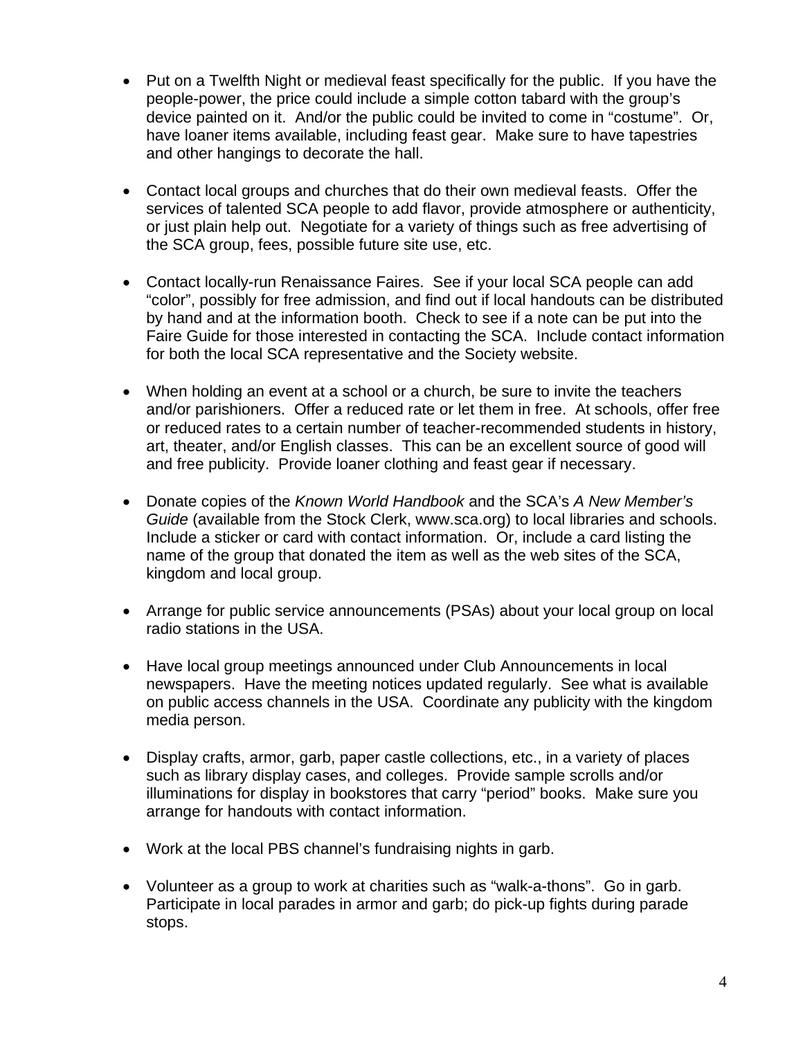- Put on a Twelfth Night or medieval feast specifically for the public. If you have the people-power, the price could include a simple cotton tabard with the group's device painted on it. And/or the public could be invited to come in "costume". Or, have loaner items available, including feast gear. Make sure to have tapestries and other hangings to decorate the hall.

- Contact local groups and churches that do their own medieval feasts. Offer the services of talented SCA people to add flavor, provide atmosphere or authenticity, or just plain help out. Negotiate for a variety of things such as free advertising of the SCA group, fees, possible future site use, etc.

- Contact locally-run Renaissance Faires. See if your local SCA people can add "color", possibly for free admission, and find out if local handouts can be distributed by hand and at the information booth. Check to see if a note can be put into the Faire Guide for those interested in contacting the SCA. Include contact information for both the local SCA representative and the Society website.

- When holding an event at a school or a church, be sure to invite the teachers and/or parishioners. Offer a reduced rate or let them in free. At schools, offer free or reduced rates to a certain number of teacher-recommended students in history, art, theater, and/or English classes. This can be an excellent source of good will and free publicity. Provide loaner clothing and feast gear if necessary.

- Donate copies of the *Known World Handbook* and the SCA's *A New Member's Guide* (available from the Stock Clerk, www.sca.org) to local libraries and schools. Include a sticker or card with contact information. Or, include a card listing the name of the group that donated the item as well as the web sites of the SCA, kingdom and local group.

- Arrange for public service announcements (PSAs) about your local group on local radio stations in the USA.

- Have local group meetings announced under Club Announcements in local newspapers. Have the meeting notices updated regularly. See what is available on public access channels in the USA. Coordinate any publicity with the kingdom media person.

- Display crafts, armor, garb, paper castle collections, etc., in a variety of places such as library display cases, and colleges. Provide sample scrolls and/or illuminations for display in bookstores that carry "period" books. Make sure you arrange for handouts with contact information.

- Work at the local PBS channel's fundraising nights in garb.

- Volunteer as a group to work at charities such as "walk-a-thons". Go in garb. Participate in local parades in armor and garb; do pick-up fights during parade stops.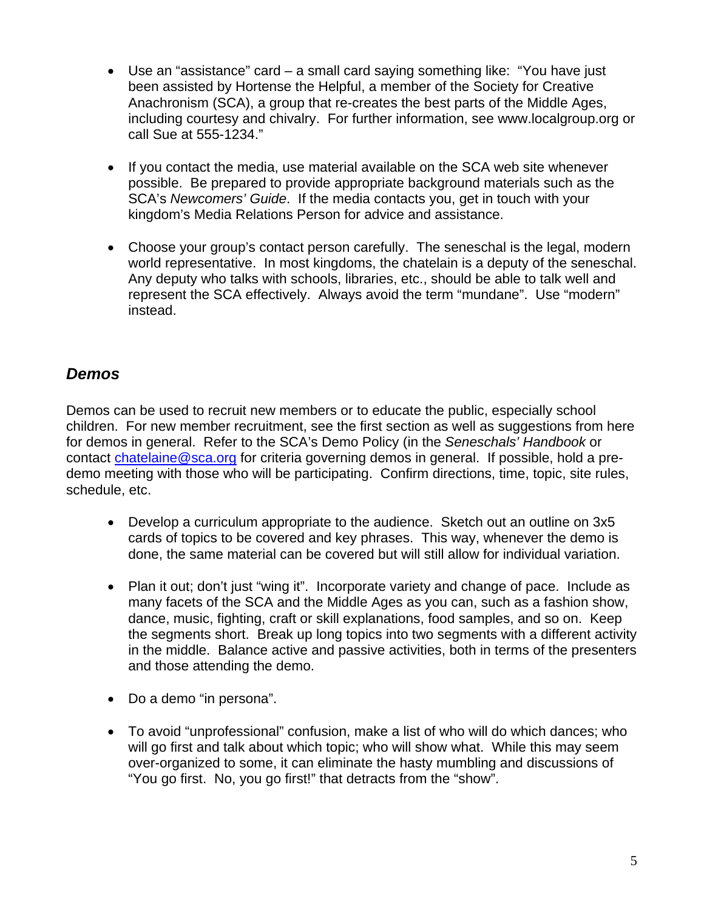- Use an "assistance" card – a small card saying something like: "You have just been assisted by Hortense the Helpful, a member of the Society for Creative Anachronism (SCA), a group that re-creates the best parts of the Middle Ages, including courtesy and chivalry. For further information, see www.localgroup.org or call Sue at 555-1234."

- If you contact the media, use material available on the SCA web site whenever possible. Be prepared to provide appropriate background materials such as the SCA's *Newcomers' Guide*. If the media contacts you, get in touch with your kingdom's Media Relations Person for advice and assistance.

- Choose your group's contact person carefully. The seneschal is the legal, modern world representative. In most kingdoms, the chatelain is a deputy of the seneschal. Any deputy who talks with schools, libraries, etc., should be able to talk well and represent the SCA effectively. Always avoid the term "mundane". Use "modern" instead.

## *Demos*

Demos can be used to recruit new members or to educate the public, especially school children. For new member recruitment, see the first section as well as suggestions from here for demos in general. Refer to the SCA's Demo Policy (in the *Seneschals' Handbook* or contact chatelaine@sca.org for criteria governing demos in general. If possible, hold a pre-demo meeting with those who will be participating. Confirm directions, time, topic, site rules, schedule, etc.

- Develop a curriculum appropriate to the audience. Sketch out an outline on 3x5 cards of topics to be covered and key phrases. This way, whenever the demo is done, the same material can be covered but will still allow for individual variation.

- Plan it out; don't just "wing it". Incorporate variety and change of pace. Include as many facets of the SCA and the Middle Ages as you can, such as a fashion show, dance, music, fighting, craft or skill explanations, food samples, and so on. Keep the segments short. Break up long topics into two segments with a different activity in the middle. Balance active and passive activities, both in terms of the presenters and those attending the demo.

- Do a demo "in persona".

- To avoid "unprofessional" confusion, make a list of who will do which dances; who will go first and talk about which topic; who will show what. While this may seem over-organized to some, it can eliminate the hasty mumbling and discussions of "You go first. No, you go first!" that detracts from the "show".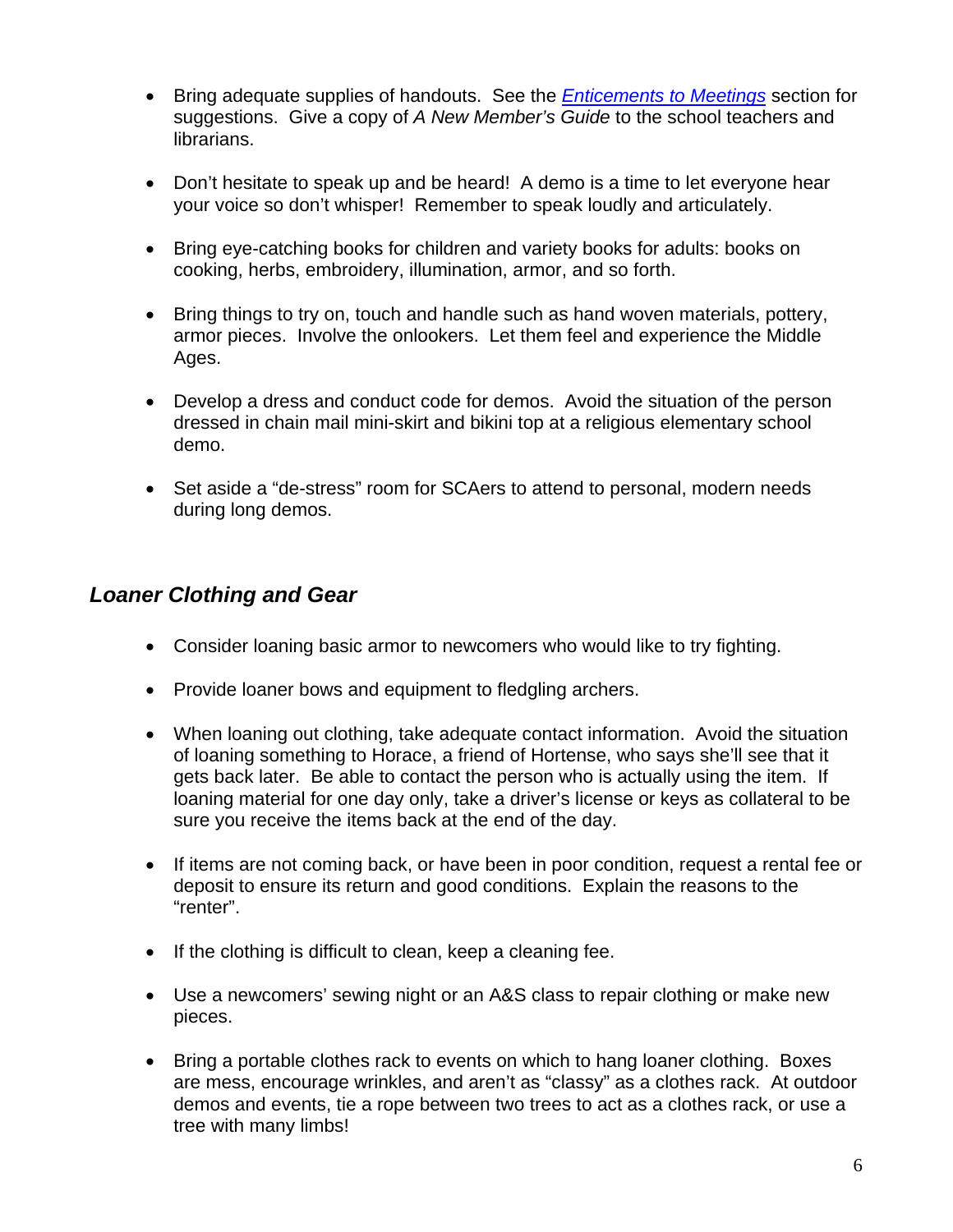- Bring adequate supplies of handouts. See the *Enticements to Meetings* section for suggestions. Give a copy of *A New Member's Guide* to the school teachers and librarians.

- Don't hesitate to speak up and be heard! A demo is a time to let everyone hear your voice so don't whisper! Remember to speak loudly and articulately.

- Bring eye-catching books for children and variety books for adults: books on cooking, herbs, embroidery, illumination, armor, and so forth.

- Bring things to try on, touch and handle such as hand woven materials, pottery, armor pieces. Involve the onlookers. Let them feel and experience the Middle Ages.

- Develop a dress and conduct code for demos. Avoid the situation of the person dressed in chain mail mini-skirt and bikini top at a religious elementary school demo.

- Set aside a "de-stress" room for SCAers to attend to personal, modern needs during long demos.

## *Loaner Clothing and Gear*

- Consider loaning basic armor to newcomers who would like to try fighting.

- Provide loaner bows and equipment to fledgling archers.

- When loaning out clothing, take adequate contact information. Avoid the situation of loaning something to Horace, a friend of Hortense, who says she'll see that it gets back later. Be able to contact the person who is actually using the item. If loaning material for one day only, take a driver's license or keys as collateral to be sure you receive the items back at the end of the day.

- If items are not coming back, or have been in poor condition, request a rental fee or deposit to ensure its return and good conditions. Explain the reasons to the "renter".

- If the clothing is difficult to clean, keep a cleaning fee.

- Use a newcomers' sewing night or an A&S class to repair clothing or make new pieces.

- Bring a portable clothes rack to events on which to hang loaner clothing. Boxes are mess, encourage wrinkles, and aren't as "classy" as a clothes rack. At outdoor demos and events, tie a rope between two trees to act as a clothes rack, or use a tree with many limbs!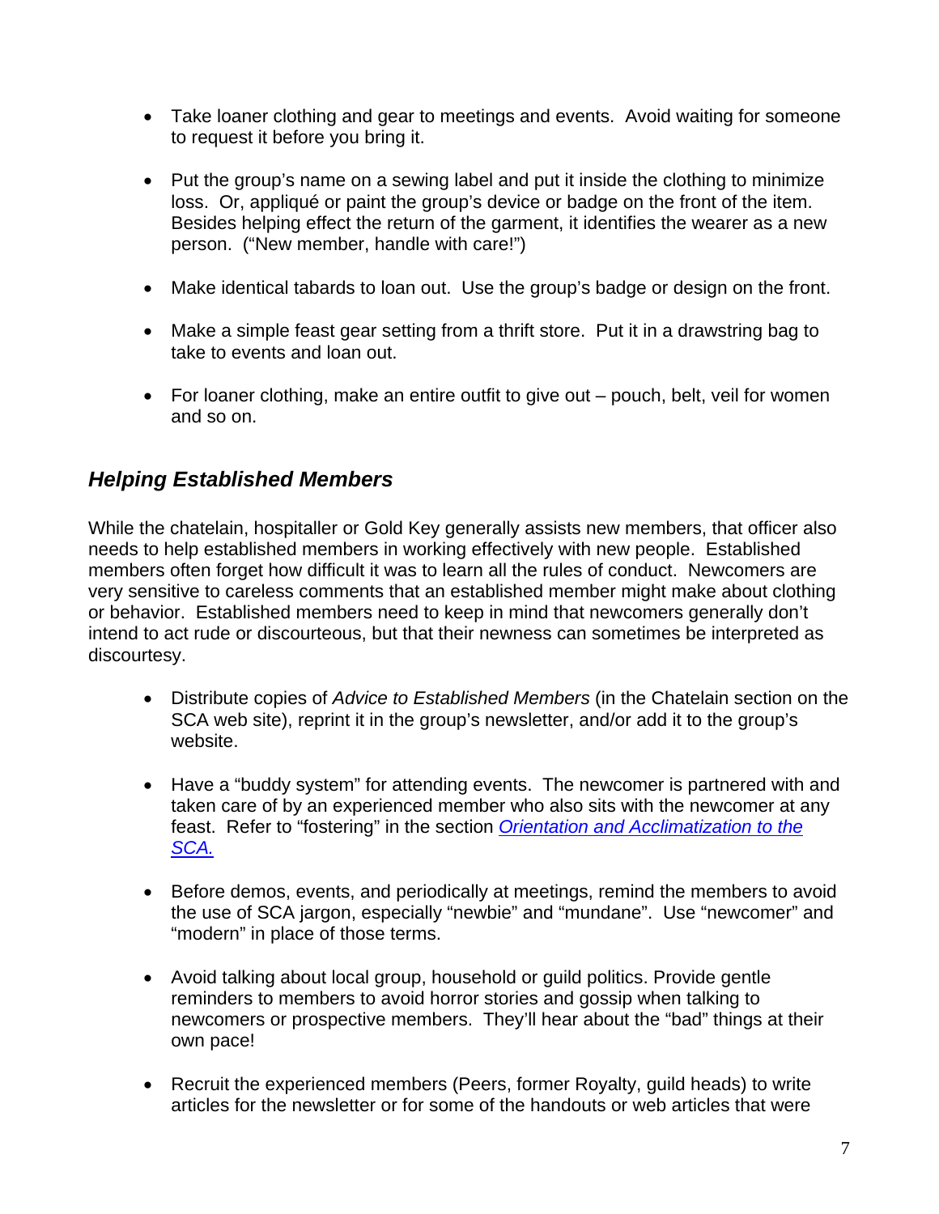- Take loaner clothing and gear to meetings and events. Avoid waiting for someone to request it before you bring it.

- Put the group's name on a sewing label and put it inside the clothing to minimize loss. Or, appliqué or paint the group's device or badge on the front of the item. Besides helping effect the return of the garment, it identifies the wearer as a new person. ("New member, handle with care!")

- Make identical tabards to loan out. Use the group's badge or design on the front.

- Make a simple feast gear setting from a thrift store. Put it in a drawstring bag to take to events and loan out.

- For loaner clothing, make an entire outfit to give out – pouch, belt, veil for women and so on.

### *Helping Established Members*

While the chatelain, hospitaller or Gold Key generally assists new members, that officer also needs to help established members in working effectively with new people. Established members often forget how difficult it was to learn all the rules of conduct. Newcomers are very sensitive to careless comments that an established member might make about clothing or behavior. Established members need to keep in mind that newcomers generally don't intend to act rude or discourteous, but that their newness can sometimes be interpreted as discourtesy.

- Distribute copies of *Advice to Established Members* (in the Chatelain section on the SCA web site), reprint it in the group's newsletter, and/or add it to the group's website.

- Have a "buddy system" for attending events. The newcomer is partnered with and taken care of by an experienced member who also sits with the newcomer at any feast. Refer to "fostering" in the section *Orientation and Acclimatization to the SCA.*

- Before demos, events, and periodically at meetings, remind the members to avoid the use of SCA jargon, especially "newbie" and "mundane". Use "newcomer" and "modern" in place of those terms.

- Avoid talking about local group, household or guild politics. Provide gentle reminders to members to avoid horror stories and gossip when talking to newcomers or prospective members. They'll hear about the "bad" things at their own pace!

- Recruit the experienced members (Peers, former Royalty, guild heads) to write articles for the newsletter or for some of the handouts or web articles that were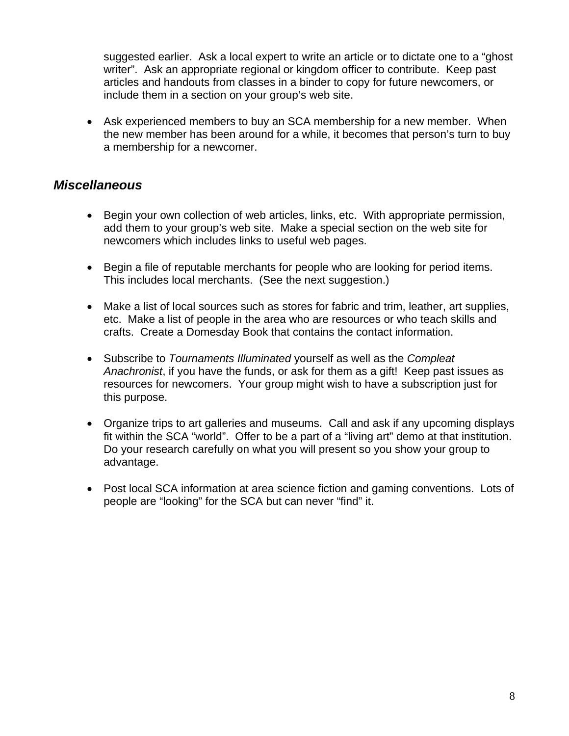suggested earlier. Ask a local expert to write an article or to dictate one to a "ghost writer". Ask an appropriate regional or kingdom officer to contribute. Keep past articles and handouts from classes in a binder to copy for future newcomers, or include them in a section on your group's web site.

- Ask experienced members to buy an SCA membership for a new member. When the new member has been around for a while, it becomes that person's turn to buy a membership for a newcomer.

## *Miscellaneous*

- Begin your own collection of web articles, links, etc. With appropriate permission, add them to your group's web site. Make a special section on the web site for newcomers which includes links to useful web pages.

- Begin a file of reputable merchants for people who are looking for period items. This includes local merchants. (See the next suggestion.)

- Make a list of local sources such as stores for fabric and trim, leather, art supplies, etc. Make a list of people in the area who are resources or who teach skills and crafts. Create a Domesday Book that contains the contact information.

- Subscribe to *Tournaments Illuminated* yourself as well as the *Compleat Anachronist*, if you have the funds, or ask for them as a gift! Keep past issues as resources for newcomers. Your group might wish to have a subscription just for this purpose.

- Organize trips to art galleries and museums. Call and ask if any upcoming displays fit within the SCA "world". Offer to be a part of a "living art" demo at that institution. Do your research carefully on what you will present so you show your group to advantage.

- Post local SCA information at area science fiction and gaming conventions. Lots of people are "looking" for the SCA but can never "find" it.